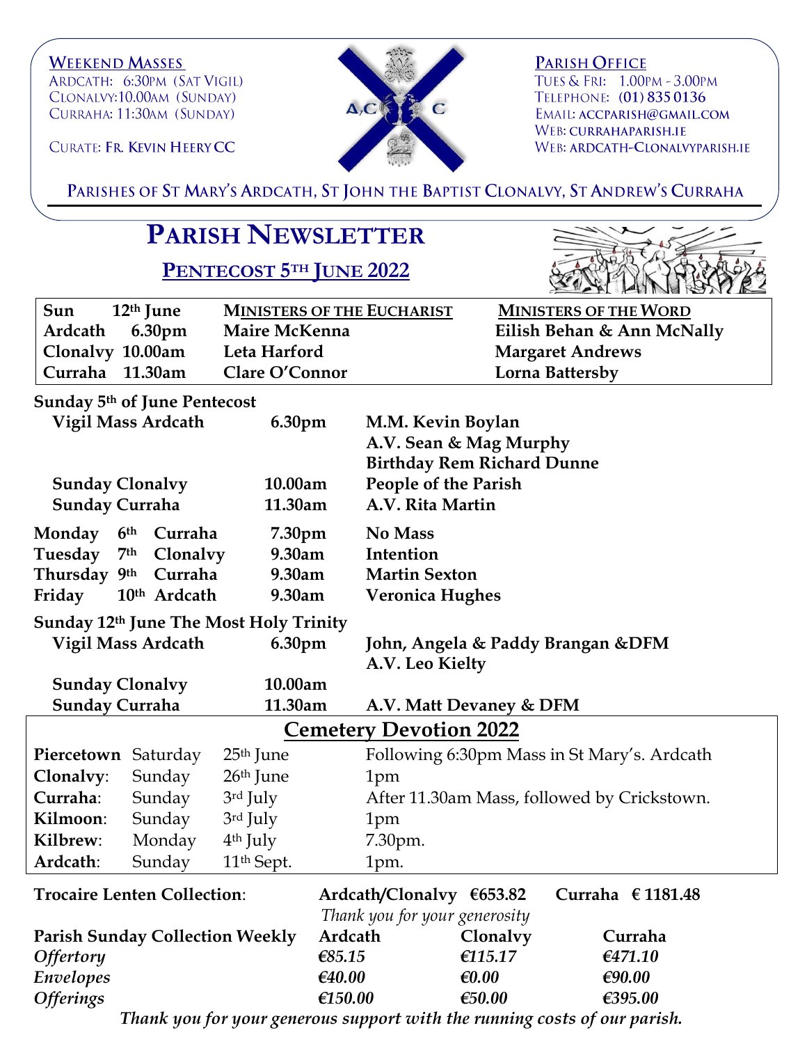**WEEKEND MASSES**
ARDCATH: 6:30PM (SAT VIGIL)
CLONALVY: 10.00AM (SUNDAY)
CURRAHA: 11:30AM (SUNDAY)

CURATE: **FR. KEVIN HEERY CC**

**PARISH OFFICE**
TUES & FRI: 1.00PM - 3.00PM
TELEPHONE: **(01) 835 0136**
EMAIL: ACCPARISH@GMAIL.COM
WEB: CURRAHAPARISH.IE
WEB: ARDCATH-CLONALVYPARISH.IE

PARISHES OF ST MARY'S ARDCATH, ST JOHN THE BAPTIST CLONALVY, ST ANDREW'S CURRAHA

# PARISH NEWSLETTER

## PENTECOST 5TH JUNE 2022

| Sun 12th June | MINISTERS OF THE EUCHARIST | MINISTERS OF THE WORD |
|---|---|---|
| **Ardcath 6.30pm** | **Maire McKenna** | **Eilish Behan & Ann McNally** |
| **Clonalvy 10.00am** | **Leta Harford** | **Margaret Andrews** |
| **Curraha 11.30am** | **Clare O'Connor** | **Lorna Battersby** |

**Sunday 5th of June Pentecost**

| | | |
|---|---|---|
| **Vigil Mass Ardcath** | **6.30pm** | **M.M. Kevin Boylan** |
| | | **A.V. Sean & Mag Murphy** |
| | | **Birthday Rem Richard Dunne** |
| **Sunday Clonalvy** | **10.00am** | **People of the Parish** |
| **Sunday Curraha** | **11.30am** | **A.V. Rita Martin** |
| **Monday 6th Curraha** | **7.30pm** | **No Mass** |
| **Tuesday 7th Clonalvy** | **9.30am** | **Intention** |
| **Thursday 9th Curraha** | **9.30am** | **Martin Sexton** |
| **Friday 10th Ardcath** | **9.30am** | **Veronica Hughes** |

**Sunday 12th June The Most Holy Trinity**

| | | |
|---|---|---|
| **Vigil Mass Ardcath** | **6.30pm** | **John, Angela & Paddy Brangan &DFM** |
| | | **A.V. Leo Kielty** |
| **Sunday Clonalvy** | **10.00am** | |
| **Sunday Curraha** | **11.30am** | **A.V. Matt Devaney & DFM** |

## Cemetery Devotion 2022

| | | | |
|---|---|---|---|
| **Piercetown** | Saturday | 25th June | Following 6:30pm Mass in St Mary's. Ardcath |
| **Clonalvy**: | Sunday | 26th June | 1pm |
| **Curraha**: | Sunday | 3rd July | After 11.30am Mass, followed by Crickstown. |
| **Kilmoon**: | Sunday | 3rd July | 1pm |
| **Kilbrew**: | Monday | 4th July | 7.30pm. |
| **Ardcath**: | Sunday | 11th Sept. | 1pm. |

**Trocaire Lenten Collection**: **Ardcath/Clonalvy €653.82** **Curraha € 1181.48**

*Thank you for your generosity*

| **Parish Sunday Collection Weekly** | **Ardcath** | **Clonalvy** | **Curraha** |
|---|---|---|---|
| *Offertory* | *€85.15* | *€115.17* | *€471.10* |
| *Envelopes* | *€40.00* | *€0.00* | *€90.00* |
| *Offerings* | *€150.00* | *€50.00* | *€395.00* |

*Thank you for your generous support with the running costs of our parish.*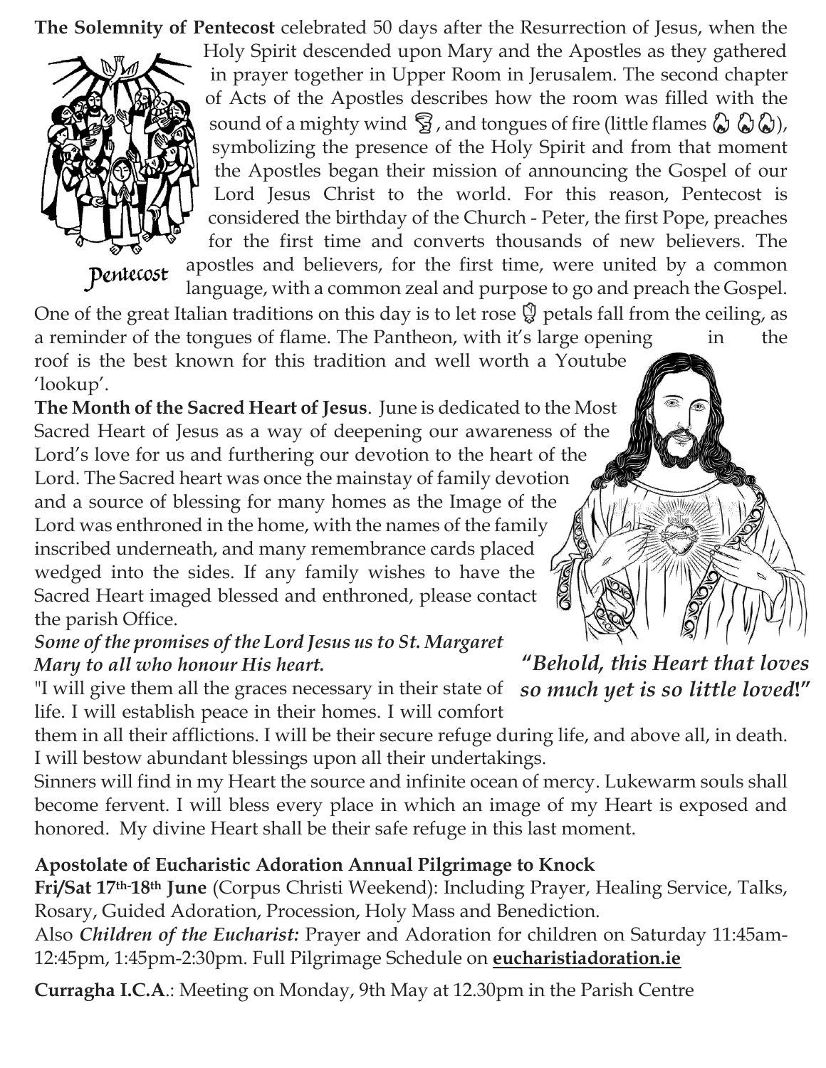**The Solemnity of Pentecost** celebrated 50 days after the Resurrection of Jesus, when the Holy Spirit descended upon Mary and the Apostles as they gathered in prayer together in Upper Room in Jerusalem. The second chapter of Acts of the Apostles describes how the room was filled with the sound of a mighty wind, and tongues of fire (little flames), symbolizing the presence of the Holy Spirit and from that moment the Apostles began their mission of announcing the Gospel of our Lord Jesus Christ to the world. For this reason, Pentecost is considered the birthday of the Church - Peter, the first Pope, preaches for the first time and converts thousands of new believers. The apostles and believers, for the first time, were united by a common language, with a common zeal and purpose to go and preach the Gospel.

Pentecost

One of the great Italian traditions on this day is to let rose petals fall from the ceiling, as a reminder of the tongues of flame. The Pantheon, with it's large opening in the roof is the best known for this tradition and well worth a Youtube 'lookup'.

**The Month of the Sacred Heart of Jesus**. June is dedicated to the Most Sacred Heart of Jesus as a way of deepening our awareness of the Lord's love for us and furthering our devotion to the heart of the Lord. The Sacred heart was once the mainstay of family devotion and a source of blessing for many homes as the Image of the Lord was enthroned in the home, with the names of the family inscribed underneath, and many remembrance cards placed wedged into the sides. If any family wishes to have the Sacred Heart imaged blessed and enthroned, please contact the parish Office.

***Some of the promises of the Lord Jesus us to St. Margaret Mary to all who honour His heart.***

***"Behold, this Heart that loves so much yet is so little loved!"***

"I will give them all the graces necessary in their state of life. I will establish peace in their homes. I will comfort them in all their afflictions. I will be their secure refuge during life, and above all, in death. I will bestow abundant blessings upon all their undertakings.

Sinners will find in my Heart the source and infinite ocean of mercy. Lukewarm souls shall become fervent. I will bless every place in which an image of my Heart is exposed and honored. My divine Heart shall be their safe refuge in this last moment.

**Apostolate of Eucharistic Adoration Annual Pilgrimage to Knock**

**Fri/Sat 17th-18th June** (Corpus Christi Weekend): Including Prayer, Healing Service, Talks, Rosary, Guided Adoration, Procession, Holy Mass and Benediction.

Also ***Children of the Eucharist:*** Prayer and Adoration for children on Saturday 11:45am-12:45pm, 1:45pm-2:30pm. Full Pilgrimage Schedule on **eucharistiadoration.ie**

**Curragha I.C.A**.: Meeting on Monday, 9th May at 12.30pm in the Parish Centre